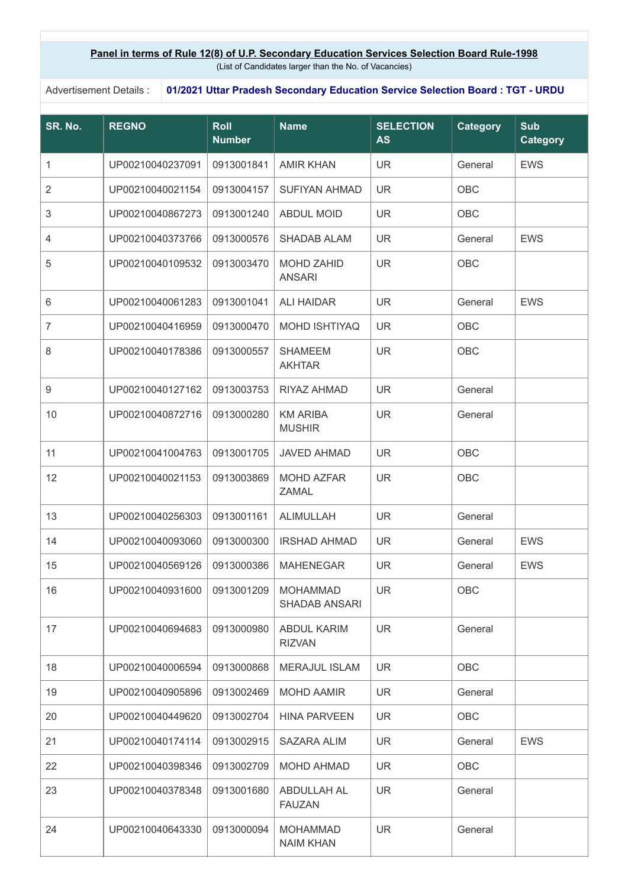**Panel in terms of Rule 12(8) of U.P. Secondary Education Services Selection Board Rule-1998**

(List of Candidates larger than the No. of Vacancies)

| Advertisement Details : | **01/2021 Uttar Pradesh Secondary Education Service Selection Board : TGT - URDU** |
|---|---|

| SR. No. | REGNO | Roll Number | Name | SELECTION AS | Category | Sub Category |
|---|---|---|---|---|---|---|
| 1 | UP00210040237091 | 0913001841 | AMIR KHAN | UR | General | EWS |
| 2 | UP00210040021154 | 0913004157 | SUFIYAN AHMAD | UR | OBC | |
| 3 | UP00210040867273 | 0913001240 | ABDUL MOID | UR | OBC | |
| 4 | UP00210040373766 | 0913000576 | SHADAB ALAM | UR | General | EWS |
| 5 | UP00210040109532 | 0913003470 | MOHD ZAHID ANSARI | UR | OBC | |
| 6 | UP00210040061283 | 0913001041 | ALI HAIDAR | UR | General | EWS |
| 7 | UP00210040416959 | 0913000470 | MOHD ISHTIYAQ | UR | OBC | |
| 8 | UP00210040178386 | 0913000557 | SHAMEEM AKHTAR | UR | OBC | |
| 9 | UP00210040127162 | 0913003753 | RIYAZ AHMAD | UR | General | |
| 10 | UP00210040872716 | 0913000280 | KM ARIBA MUSHIR | UR | General | |
| 11 | UP00210041004763 | 0913001705 | JAVED AHMAD | UR | OBC | |
| 12 | UP00210040021153 | 0913003869 | MOHD AZFAR ZAMAL | UR | OBC | |
| 13 | UP00210040256303 | 0913001161 | ALIMULLAH | UR | General | |
| 14 | UP00210040093060 | 0913000300 | IRSHAD AHMAD | UR | General | EWS |
| 15 | UP00210040569126 | 0913000386 | MAHENEGAR | UR | General | EWS |
| 16 | UP00210040931600 | 0913001209 | MOHAMMAD SHADAB ANSARI | UR | OBC | |
| 17 | UP00210040694683 | 0913000980 | ABDUL KARIM RIZVAN | UR | General | |
| 18 | UP00210040006594 | 0913000868 | MERAJUL ISLAM | UR | OBC | |
| 19 | UP00210040905896 | 0913002469 | MOHD AAMIR | UR | General | |
| 20 | UP00210040449620 | 0913002704 | HINA PARVEEN | UR | OBC | |
| 21 | UP00210040174114 | 0913002915 | SAZARA ALIM | UR | General | EWS |
| 22 | UP00210040398346 | 0913002709 | MOHD AHMAD | UR | OBC | |
| 23 | UP00210040378348 | 0913001680 | ABDULLAH AL FAUZAN | UR | General | |
| 24 | UP00210040643330 | 0913000094 | MOHAMMAD NAIM KHAN | UR | General | |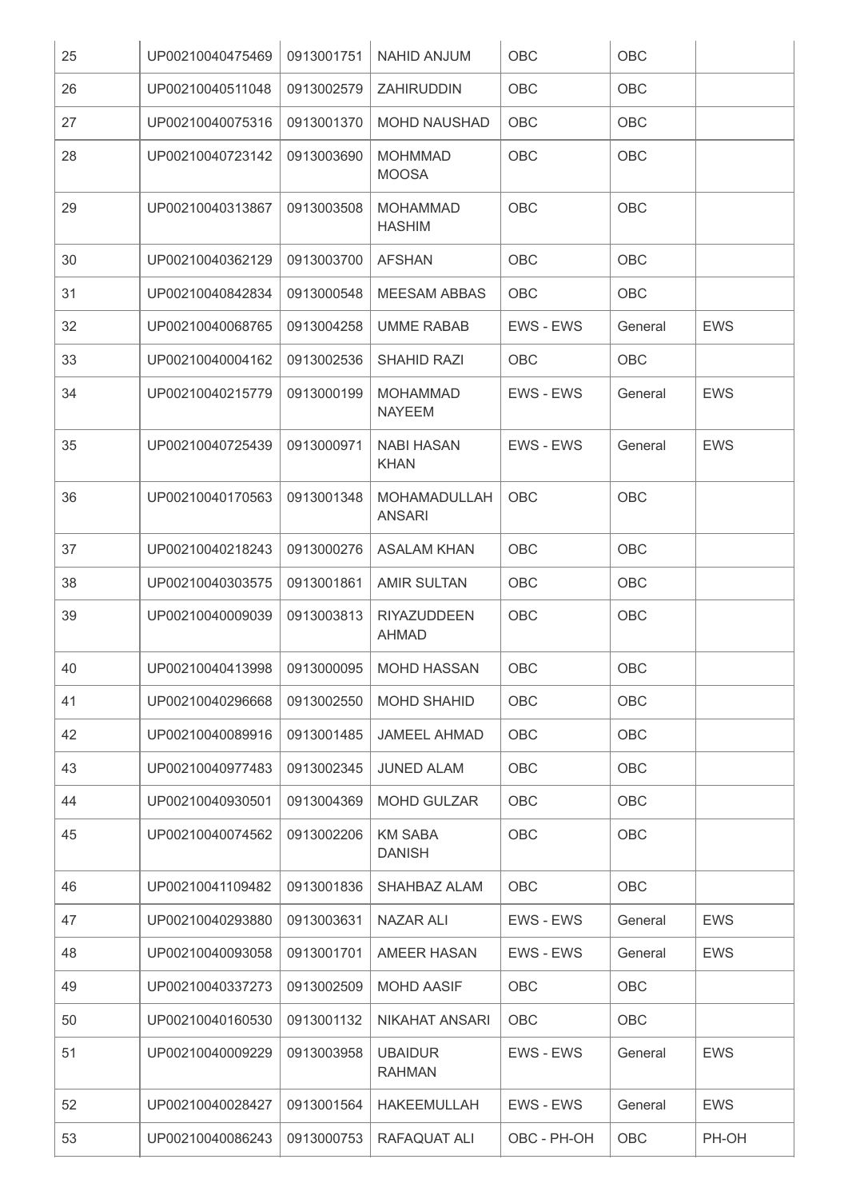| | | | | | | |
|---|---|---|---|---|---|---|
| 25 | UP00210040475469 | 0913001751 | NAHID ANJUM | OBC | OBC | |
| 26 | UP00210040511048 | 0913002579 | ZAHIRUDDIN | OBC | OBC | |
| 27 | UP00210040075316 | 0913001370 | MOHD NAUSHAD | OBC | OBC | |
| 28 | UP00210040723142 | 0913003690 | MOHMMAD MOOSA | OBC | OBC | |
| 29 | UP00210040313867 | 0913003508 | MOHAMMAD HASHIM | OBC | OBC | |
| 30 | UP00210040362129 | 0913003700 | AFSHAN | OBC | OBC | |
| 31 | UP00210040842834 | 0913000548 | MEESAM ABBAS | OBC | OBC | |
| 32 | UP00210040068765 | 0913004258 | UMME RABAB | EWS - EWS | General | EWS |
| 33 | UP00210040004162 | 0913002536 | SHAHID RAZI | OBC | OBC | |
| 34 | UP00210040215779 | 0913000199 | MOHAMMAD NAYEEM | EWS - EWS | General | EWS |
| 35 | UP00210040725439 | 0913000971 | NABI HASAN KHAN | EWS - EWS | General | EWS |
| 36 | UP00210040170563 | 0913001348 | MOHAMADULLAH ANSARI | OBC | OBC | |
| 37 | UP00210040218243 | 0913000276 | ASALAM KHAN | OBC | OBC | |
| 38 | UP00210040303575 | 0913001861 | AMIR SULTAN | OBC | OBC | |
| 39 | UP00210040009039 | 0913003813 | RIYAZUDDEEN AHMAD | OBC | OBC | |
| 40 | UP00210040413998 | 0913000095 | MOHD HASSAN | OBC | OBC | |
| 41 | UP00210040296668 | 0913002550 | MOHD SHAHID | OBC | OBC | |
| 42 | UP00210040089916 | 0913001485 | JAMEEL AHMAD | OBC | OBC | |
| 43 | UP00210040977483 | 0913002345 | JUNED ALAM | OBC | OBC | |
| 44 | UP00210040930501 | 0913004369 | MOHD GULZAR | OBC | OBC | |
| 45 | UP00210040074562 | 0913002206 | KM SABA DANISH | OBC | OBC | |
| 46 | UP00210041109482 | 0913001836 | SHAHBAZ ALAM | OBC | OBC | |
| 47 | UP00210040293880 | 0913003631 | NAZAR ALI | EWS - EWS | General | EWS |
| 48 | UP00210040093058 | 0913001701 | AMEER HASAN | EWS - EWS | General | EWS |
| 49 | UP00210040337273 | 0913002509 | MOHD AASIF | OBC | OBC | |
| 50 | UP00210040160530 | 0913001132 | NIKAHAT ANSARI | OBC | OBC | |
| 51 | UP00210040009229 | 0913003958 | UBAIDUR RAHMAN | EWS - EWS | General | EWS |
| 52 | UP00210040028427 | 0913001564 | HAKEEMULLAH | EWS - EWS | General | EWS |
| 53 | UP00210040086243 | 0913000753 | RAFAQUAT ALI | OBC - PH-OH | OBC | PH-OH |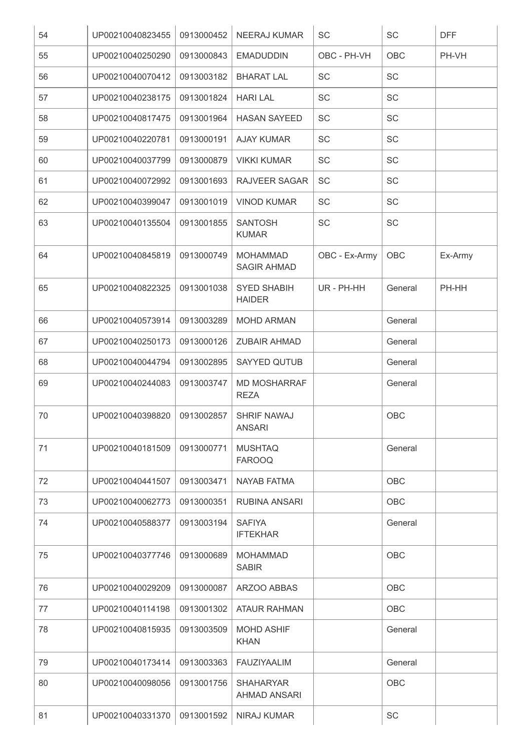| | | | | | | |
|---|---|---|---|---|---|---|
| 54 | UP00210040823455 | 0913000452 | NEERAJ KUMAR | SC | SC | DFF |
| 55 | UP00210040250290 | 0913000843 | EMADUDDIN | OBC - PH-VH | OBC | PH-VH |
| 56 | UP00210040070412 | 0913003182 | BHARAT LAL | SC | SC | |
| 57 | UP00210040238175 | 0913001824 | HARI LAL | SC | SC | |
| 58 | UP00210040817475 | 0913001964 | HASAN SAYEED | SC | SC | |
| 59 | UP00210040220781 | 0913000191 | AJAY KUMAR | SC | SC | |
| 60 | UP00210040037799 | 0913000879 | VIKKI KUMAR | SC | SC | |
| 61 | UP00210040072992 | 0913001693 | RAJVEER SAGAR | SC | SC | |
| 62 | UP00210040399047 | 0913001019 | VINOD KUMAR | SC | SC | |
| 63 | UP00210040135504 | 0913001855 | SANTOSH KUMAR | SC | SC | |
| 64 | UP00210040845819 | 0913000749 | MOHAMMAD SAGIR AHMAD | OBC - Ex-Army | OBC | Ex-Army |
| 65 | UP00210040822325 | 0913001038 | SYED SHABIH HAIDER | UR - PH-HH | General | PH-HH |
| 66 | UP00210040573914 | 0913003289 | MOHD ARMAN | | General | |
| 67 | UP00210040250173 | 0913000126 | ZUBAIR AHMAD | | General | |
| 68 | UP00210040044794 | 0913002895 | SAYYED QUTUB | | General | |
| 69 | UP00210040244083 | 0913003747 | MD MOSHARRAF REZA | | General | |
| 70 | UP00210040398820 | 0913002857 | SHRIF NAWAJ ANSARI | | OBC | |
| 71 | UP00210040181509 | 0913000771 | MUSHTAQ FAROOQ | | General | |
| 72 | UP00210040441507 | 0913003471 | NAYAB FATMA | | OBC | |
| 73 | UP00210040062773 | 0913000351 | RUBINA ANSARI | | OBC | |
| 74 | UP00210040588377 | 0913003194 | SAFIYA IFTEKHAR | | General | |
| 75 | UP00210040377746 | 0913000689 | MOHAMMAD SABIR | | OBC | |
| 76 | UP00210040029209 | 0913000087 | ARZOO ABBAS | | OBC | |
| 77 | UP00210040114198 | 0913001302 | ATAUR RAHMAN | | OBC | |
| 78 | UP00210040815935 | 0913003509 | MOHD ASHIF KHAN | | General | |
| 79 | UP00210040173414 | 0913003363 | FAUZIYAALIM | | General | |
| 80 | UP00210040098056 | 0913001756 | SHAHARYAR AHMAD ANSARI | | OBC | |
| 81 | UP00210040331370 | 0913001592 | NIRAJ KUMAR | | SC | |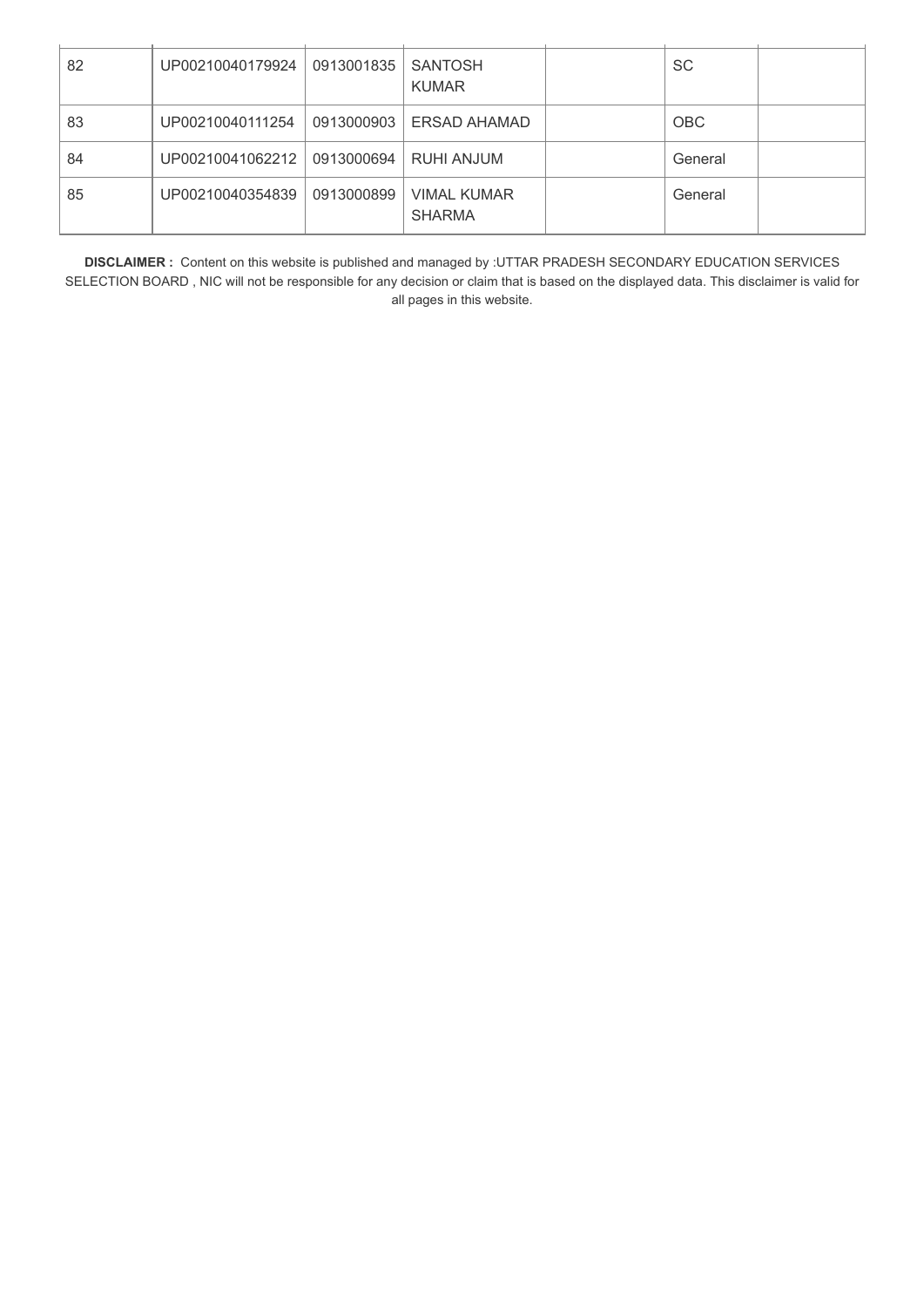| | | | | | | |
|---|---|---|---|---|---|---|
| 82 | UP00210040179924 | 0913001835 | SANTOSH KUMAR | | SC | |
| 83 | UP00210040111254 | 0913000903 | ERSAD AHAMAD | | OBC | |
| 84 | UP00210041062212 | 0913000694 | RUHI ANJUM | | General | |
| 85 | UP00210040354839 | 0913000899 | VIMAL KUMAR SHARMA | | General | |

**DISCLAIMER :** Content on this website is published and managed by :UTTAR PRADESH SECONDARY EDUCATION SERVICES SELECTION BOARD , NIC will not be responsible for any decision or claim that is based on the displayed data. This disclaimer is valid for all pages in this website.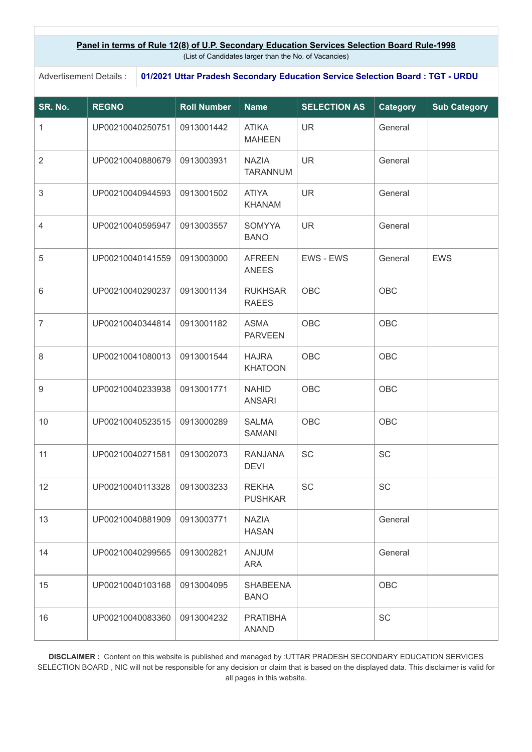**Panel in terms of Rule 12(8) of U.P. Secondary Education Services Selection Board Rule-1998**

(List of Candidates larger than the No. of Vacancies)

| Advertisement Details : | **01/2021 Uttar Pradesh Secondary Education Service Selection Board : TGT - URDU** |
|---|---|

| SR. No. | REGNO | Roll Number | Name | SELECTION AS | Category | Sub Category |
|---|---|---|---|---|---|---|
| 1 | UP00210040250751 | 0913001442 | ATIKA MAHEEN | UR | General | |
| 2 | UP00210040880679 | 0913003931 | NAZIA TARANNUM | UR | General | |
| 3 | UP00210040944593 | 0913001502 | ATIYA KHANAM | UR | General | |
| 4 | UP00210040595947 | 0913003557 | SOMYYA BANO | UR | General | |
| 5 | UP00210040141559 | 0913003000 | AFREEN ANEES | EWS - EWS | General | EWS |
| 6 | UP00210040290237 | 0913001134 | RUKHSAR RAEES | OBC | OBC | |
| 7 | UP00210040344814 | 0913001182 | ASMA PARVEEN | OBC | OBC | |
| 8 | UP00210041080013 | 0913001544 | HAJRA KHATOON | OBC | OBC | |
| 9 | UP00210040233938 | 0913001771 | NAHID ANSARI | OBC | OBC | |
| 10 | UP00210040523515 | 0913000289 | SALMA SAMANI | OBC | OBC | |
| 11 | UP00210040271581 | 0913002073 | RANJANA DEVI | SC | SC | |
| 12 | UP00210040113328 | 0913003233 | REKHA PUSHKAR | SC | SC | |
| 13 | UP00210040881909 | 0913003771 | NAZIA HASAN | | General | |
| 14 | UP00210040299565 | 0913002821 | ANJUM ARA | | General | |
| 15 | UP00210040103168 | 0913004095 | SHABEENA BANO | | OBC | |
| 16 | UP00210040083360 | 0913004232 | PRATIBHA ANAND | | SC | |

**DISCLAIMER :** Content on this website is published and managed by :UTTAR PRADESH SECONDARY EDUCATION SERVICES SELECTION BOARD , NIC will not be responsible for any decision or claim that is based on the displayed data. This disclaimer is valid for all pages in this website.